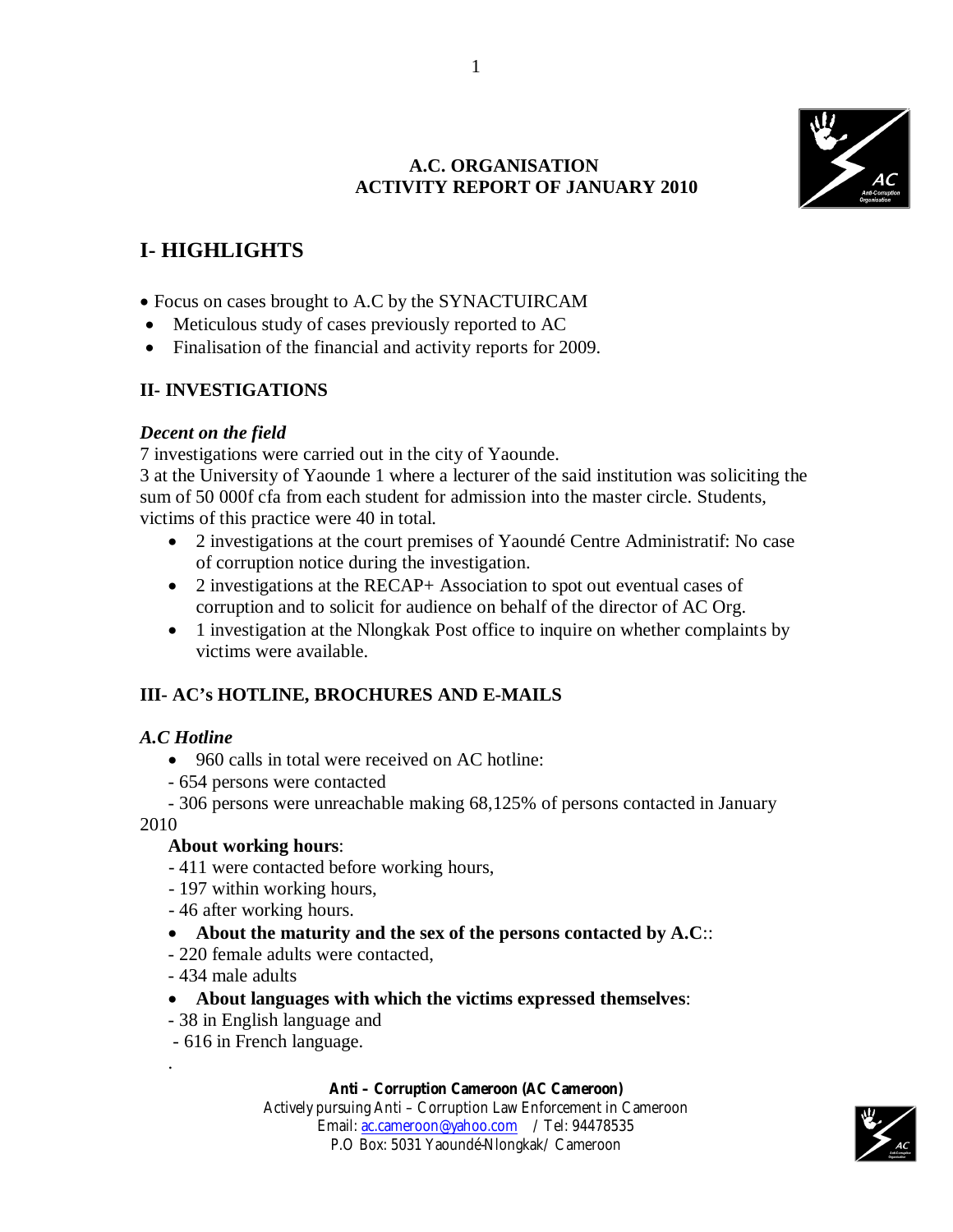**A.C. ORGANISATION**
**ACTIVITY REPORT OF JANUARY 2010**

# I- HIGHLIGHTS

- Focus on cases brought to A.C by the SYNACTUIRCAM
- Meticulous study of cases previously reported to AC
- Finalisation of the financial and activity reports for 2009.

## II- INVESTIGATIONS

### *Decent on the field*

7 investigations were carried out in the city of Yaounde.

3 at the University of Yaounde 1 where a lecturer of the said institution was soliciting the sum of 50 000f cfa from each student for admission into the master circle. Students, victims of this practice were 40 in total.

- 2 investigations at the court premises of Yaoundé Centre Administratif: No case of corruption notice during the investigation.
- 2 investigations at the RECAP+ Association to spot out eventual cases of corruption and to solicit for audience on behalf of the director of AC Org.
- 1 investigation at the Nlongkak Post office to inquire on whether complaints by victims were available.

## III- AC's HOTLINE, BROCHURES AND E-MAILS

### *A.C Hotline*

- 960 calls in total were received on AC hotline:

- 654 persons were contacted
- 306 persons were unreachable making 68,125% of persons contacted in January 2010

**About working hours**:

- 411 were contacted before working hours,
- 197 within working hours,
- 46 after working hours.

- **About the maturity and the sex of the persons contacted by A.C**::

- 220 female adults were contacted,
- 434 male adults

- **About languages with which the victims expressed themselves**:

- 38 in English language and
- 616 in French language.

.

**Anti – Corruption Cameroon (AC Cameroon)**
Actively pursuing Anti – Corruption Law Enforcement in Cameroon
Email: ac.cameroon@yahoo.com / Tel: 94478535
P.O Box: 5031 Yaoundé-Nlongkak/ Cameroon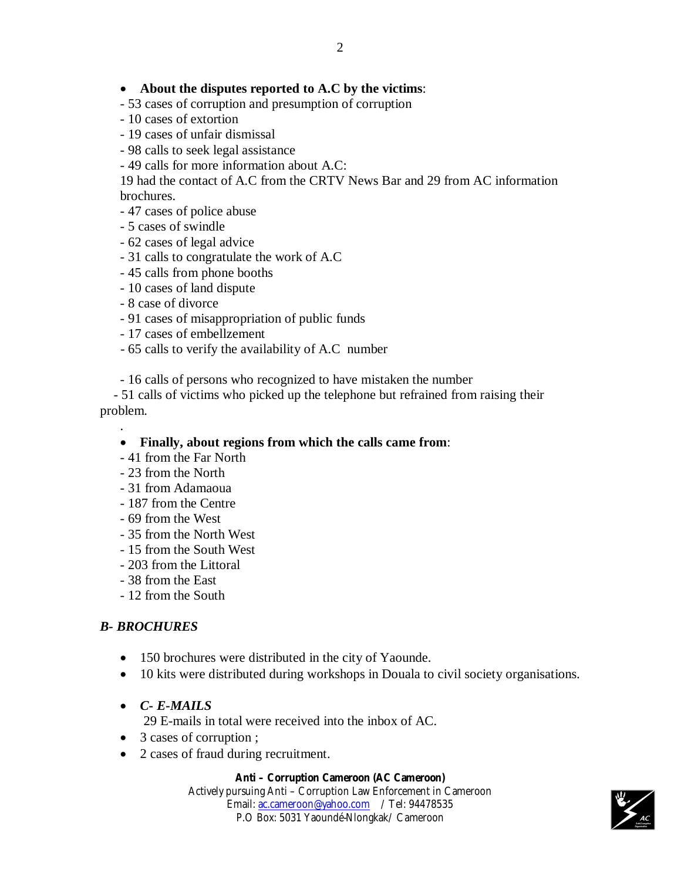- **About the disputes reported to A.C by the victims**:

- 53 cases of corruption and presumption of corruption
- 10 cases of extortion
- 19 cases of unfair dismissal
- 98 calls to seek legal assistance
- 49 calls for more information about A.C:

19 had the contact of A.C from the CRTV News Bar and 29 from AC information brochures.

- 47 cases of police abuse
- 5 cases of swindle
- 62 cases of legal advice
- 31 calls to congratulate the work of A.C
- 45 calls from phone booths
- 10 cases of land dispute
- 8 case of divorce
- 91 cases of misappropriation of public funds
- 17 cases of embellzement
- 65 calls to verify the availability of A.C number

- 16 calls of persons who recognized to have mistaken the number
- 51 calls of victims who picked up the telephone but refrained from raising their problem.

.

- **Finally, about regions from which the calls came from**:

- 41 from the Far North
- 23 from the North
- 31 from Adamaoua
- 187 from the Centre
- 69 from the West
- 35 from the North West
- 15 from the South West
- 203 from the Littoral
- 38 from the East
- 12 from the South

## *B- BROCHURES*

- 150 brochures were distributed in the city of Yaounde.
- 10 kits were distributed during workshops in Douala to civil society organisations.

- ***C- E-MAILS***

  29 E-mails in total were received into the inbox of AC.

- 3 cases of corruption ;
- 2 cases of fraud during recruitment.

**Anti – Corruption Cameroon (AC Cameroon)**
Actively pursuing Anti – Corruption Law Enforcement in Cameroon
Email: ac.cameroon@yahoo.com / Tel: 94478535
P.O Box: 5031 Yaoundé-Nlongkak/ Cameroon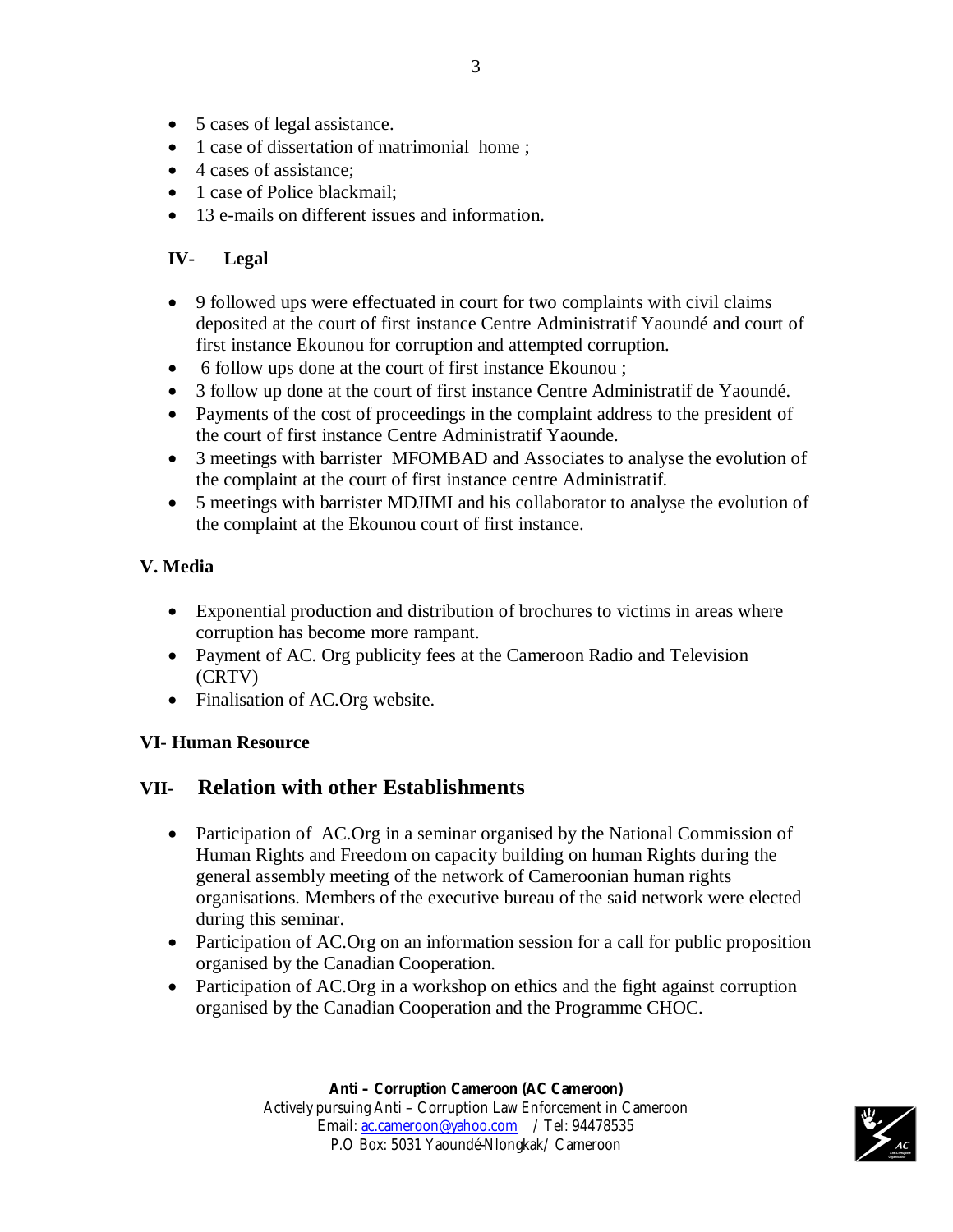- 5 cases of legal assistance.
- 1 case of dissertation of matrimonial home ;
- 4 cases of assistance;
- 1 case of Police blackmail;
- 13 e-mails on different issues and information.

## IV- Legal

- 9 followed ups were effectuated in court for two complaints with civil claims deposited at the court of first instance Centre Administratif Yaoundé and court of first instance Ekounou for corruption and attempted corruption.
- 6 follow ups done at the court of first instance Ekounou ;
- 3 follow up done at the court of first instance Centre Administratif de Yaoundé.
- Payments of the cost of proceedings in the complaint address to the president of the court of first instance Centre Administratif Yaounde.
- 3 meetings with barrister MFOMBAD and Associates to analyse the evolution of the complaint at the court of first instance centre Administratif.
- 5 meetings with barrister MDJIMI and his collaborator to analyse the evolution of the complaint at the Ekounou court of first instance.

## V. Media

- Exponential production and distribution of brochures to victims in areas where corruption has become more rampant.
- Payment of AC. Org publicity fees at the Cameroon Radio and Television (CRTV)
- Finalisation of AC.Org website.

## VI- Human Resource

## VII- Relation with other Establishments

- Participation of AC.Org in a seminar organised by the National Commission of Human Rights and Freedom on capacity building on human Rights during the general assembly meeting of the network of Cameroonian human rights organisations. Members of the executive bureau of the said network were elected during this seminar.
- Participation of AC.Org on an information session for a call for public proposition organised by the Canadian Cooperation.
- Participation of AC.Org in a workshop on ethics and the fight against corruption organised by the Canadian Cooperation and the Programme CHOC.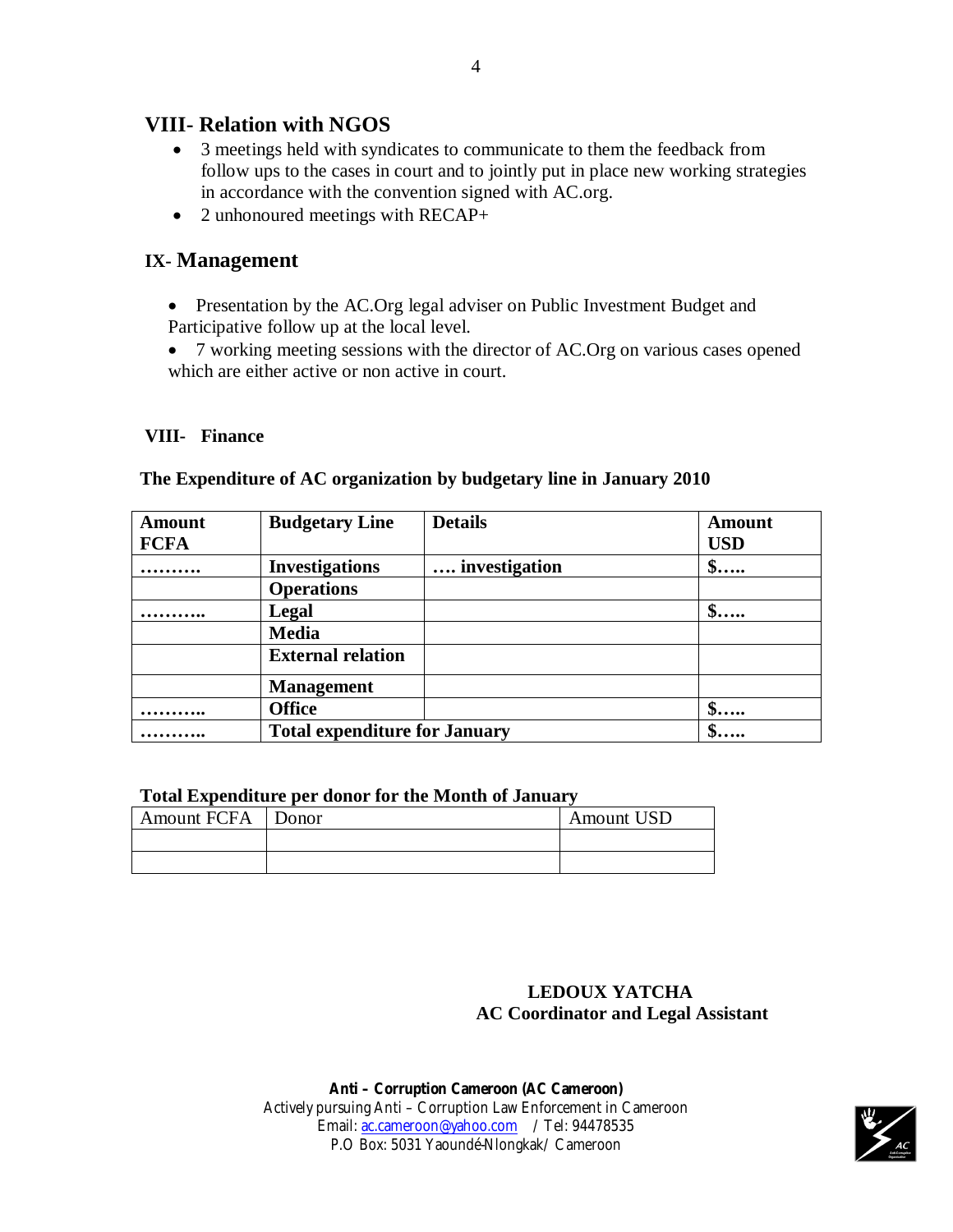## VIII- Relation with NGOS

- 3 meetings held with syndicates to communicate to them the feedback from follow ups to the cases in court and to jointly put in place new working strategies in accordance with the convention signed with AC.org.
- 2 unhonoured meetings with RECAP+

## IX- Management

- Presentation by the AC.Org legal adviser on Public Investment Budget and Participative follow up at the local level.
- 7 working meeting sessions with the director of AC.Org on various cases opened which are either active or non active in court.

### VIII- Finance

**The Expenditure of AC organization by budgetary line in January 2010**

| Amount FCFA | Budgetary Line | Details | Amount USD |
|---|---|---|---|
| ……… | Investigations | …. investigation | $….. |
| | Operations | | |
| ……….. | Legal | | $….. |
| | Media | | |
| | External relation | | |
| | Management | | |
| ……….. | Office | | $….. |
| ……….. | Total expenditure for January | | $….. |

**Total Expenditure per donor for the Month of January**

| Amount FCFA | Donor | Amount USD |
|---|---|---|
| | | |
| | | |

**LEDOUX YATCHA**
**AC Coordinator and Legal Assistant**

**Anti – Corruption Cameroon (AC Cameroon)**
Actively pursuing Anti – Corruption Law Enforcement in Cameroon
Email: ac.cameroon@yahoo.com / Tel: 94478535
P.O Box: 5031 Yaoundé-Nlongkak/ Cameroon